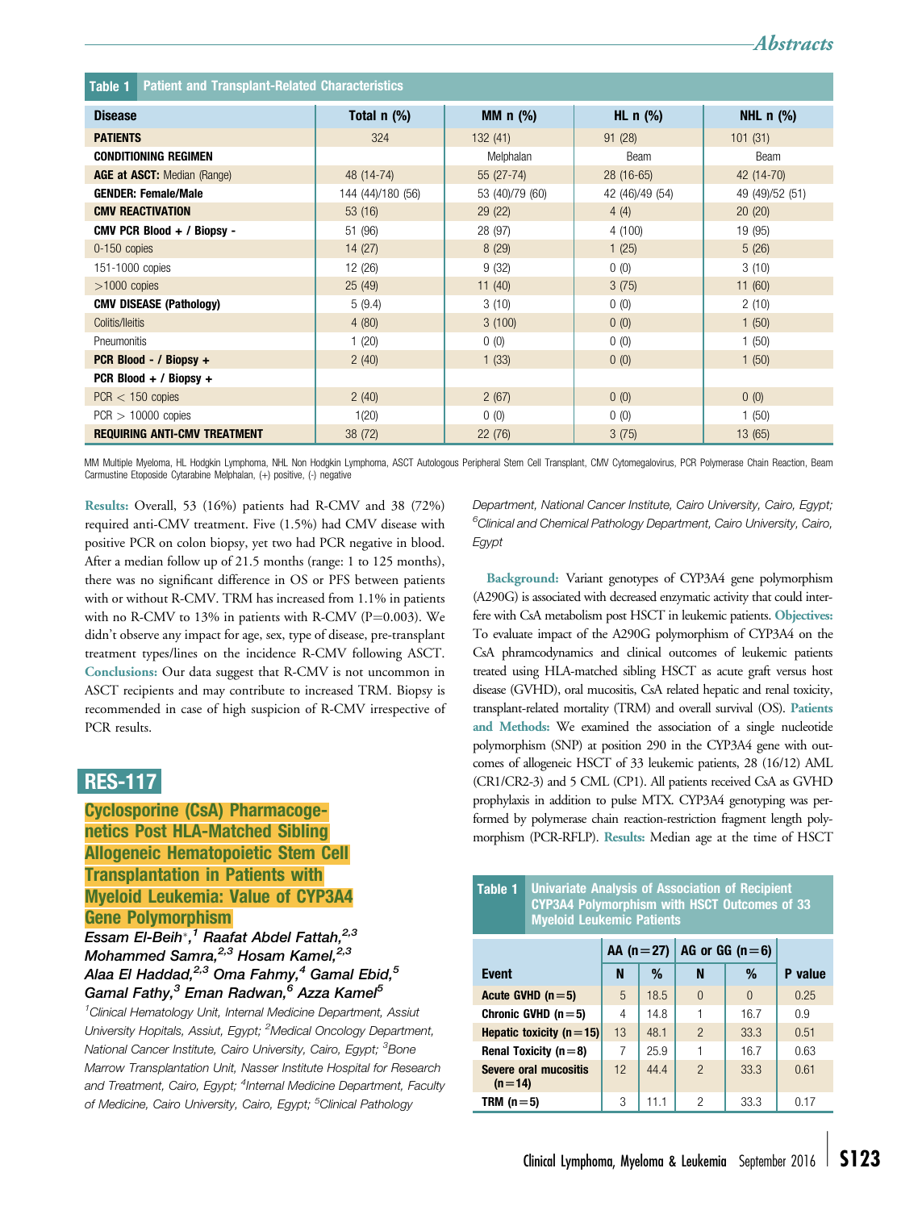**Table 1 Patient and Transplant-Related Characteristics**

| Disease | Total n (%) | MM n (%) | HL n (%) | NHL n (%) |
|---|---|---|---|---|
| **PATIENTS** | 324 | 132 (41) | 91 (28) | 101 (31) |
| **CONDITIONING REGIMEN** | | Melphalan | Beam | Beam |
| **AGE at ASCT:** Median (Range) | 48 (14-74) | 55 (27-74) | 28 (16-65) | 42 (14-70) |
| **GENDER: Female/Male** | 144 (44)/180 (56) | 53 (40)/79 (60) | 42 (46)/49 (54) | 49 (49)/52 (51) |
| **CMV REACTIVATION** | 53 (16) | 29 (22) | 4 (4) | 20 (20) |
| **CMV PCR Blood + / Biopsy -** | 51 (96) | 28 (97) | 4 (100) | 19 (95) |
| 0-150 copies | 14 (27) | 8 (29) | 1 (25) | 5 (26) |
| 151-1000 copies | 12 (26) | 9 (32) | 0 (0) | 3 (10) |
| >1000 copies | 25 (49) | 11 (40) | 3 (75) | 11 (60) |
| **CMV DISEASE (Pathology)** | 5 (9.4) | 3 (10) | 0 (0) | 2 (10) |
| Colitis/Ileitis | 4 (80) | 3 (100) | 0 (0) | 1 (50) |
| Pneumonitis | 1 (20) | 0 (0) | 0 (0) | 1 (50) |
| **PCR Blood - / Biopsy +** | 2 (40) | 1 (33) | 0 (0) | 1 (50) |
| **PCR Blood + / Biopsy +** | | | | |
| PCR < 150 copies | 2 (40) | 2 (67) | 0 (0) | 0 (0) |
| PCR > 10000 copies | 1(20) | 0 (0) | 0 (0) | 1 (50) |
| **REQUIRING ANTI-CMV TREATMENT** | 38 (72) | 22 (76) | 3 (75) | 13 (65) |

MM Multiple Myeloma, HL Hodgkin Lymphoma, NHL Non Hodgkin Lymphoma, ASCT Autologous Peripheral Stem Cell Transplant, CMV Cytomegalovirus, PCR Polymerase Chain Reaction, Beam Carmustine Etoposide Cytarabine Melphalan, (+) positive, (-) negative

**Results:** Overall, 53 (16%) patients had R-CMV and 38 (72%) required anti-CMV treatment. Five (1.5%) had CMV disease with positive PCR on colon biopsy, yet two had PCR negative in blood. After a median follow up of 21.5 months (range: 1 to 125 months), there was no significant difference in OS or PFS between patients with or without R-CMV. TRM has increased from 1.1% in patients with no R-CMV to 13% in patients with R-CMV (P=0.003). We didn't observe any impact for age, sex, type of disease, pre-transplant treatment types/lines on the incidence R-CMV following ASCT. **Conclusions:** Our data suggest that R-CMV is not uncommon in ASCT recipients and may contribute to increased TRM. Biopsy is recommended in case of high suspicion of R-CMV irrespective of PCR results.

## RES-117

### Cyclosporine (CsA) Pharmacogenetics Post HLA-Matched Sibling Allogeneic Hematopoietic Stem Cell Transplantation in Patients with Myeloid Leukemia: Value of CYP3A4 Gene Polymorphism

*Essam El-Beih*,[1] Raafat Abdel Fattah,[2,3] Mohammed Samra,[2,3] Hosam Kamel,[2,3] Alaa El Haddad,[2,3] Oma Fahmy,[4] Gamal Ebid,[5] Gamal Fathy,[3] Eman Radwan,[6] Azza Kamel[5]*

[1]Clinical Hematology Unit, Internal Medicine Department, Assiut University Hopitals, Assiut, Egypt; [2]Medical Oncology Department, National Cancer Institute, Cairo University, Cairo, Egypt; [3]Bone Marrow Transplantation Unit, Nasser Institute Hospital for Research and Treatment, Cairo, Egypt; [4]Internal Medicine Department, Faculty of Medicine, Cairo University, Cairo, Egypt; [5]Clinical Pathology Department, National Cancer Institute, Cairo University, Cairo, Egypt; [6]Clinical and Chemical Pathology Department, Cairo University, Cairo, Egypt

**Background:** Variant genotypes of CYP3A4 gene polymorphism (A290G) is associated with decreased enzymatic activity that could interfere with CsA metabolism post HSCT in leukemic patients. **Objectives:** To evaluate impact of the A290G polymorphism of CYP3A4 on the CsA phramcodynamics and clinical outcomes of leukemic patients treated using HLA-matched sibling HSCT as acute graft versus host disease (GVHD), oral mucositis, CsA related hepatic and renal toxicity, transplant-related mortality (TRM) and overall survival (OS). **Patients and Methods:** We examined the association of a single nucleotide polymorphism (SNP) at position 290 in the CYP3A4 gene with outcomes of allogeneic HSCT of 33 leukemic patients, 28 (16/12) AML (CR1/CR2-3) and 5 CML (CP1). All patients received CsA as GVHD prophylaxis in addition to pulse MTX. CYP3A4 genotyping was performed by polymerase chain reaction-restriction fragment length polymorphism (PCR-RFLP). **Results:** Median age at the time of HSCT

**Table 1 Univariate Analysis of Association of Recipient CYP3A4 Polymorphism with HSCT Outcomes of 33 Myeloid Leukemic Patients**

| | AA (n=27) | | AG or GG (n=6) | | |
|---|---|---|---|---|---|
| **Event** | **N** | **%** | **N** | **%** | **P value** |
| **Acute GVHD (n=5)** | 5 | 18.5 | 0 | 0 | 0.25 |
| **Chronic GVHD (n=5)** | 4 | 14.8 | 1 | 16.7 | 0.9 |
| **Hepatic toxicity (n=15)** | 13 | 48.1 | 2 | 33.3 | 0.51 |
| **Renal Toxicity (n=8)** | 7 | 25.9 | 1 | 16.7 | 0.63 |
| **Severe oral mucositis (n=14)** | 12 | 44.4 | 2 | 33.3 | 0.61 |
| **TRM (n=5)** | 3 | 11.1 | 2 | 33.3 | 0.17 |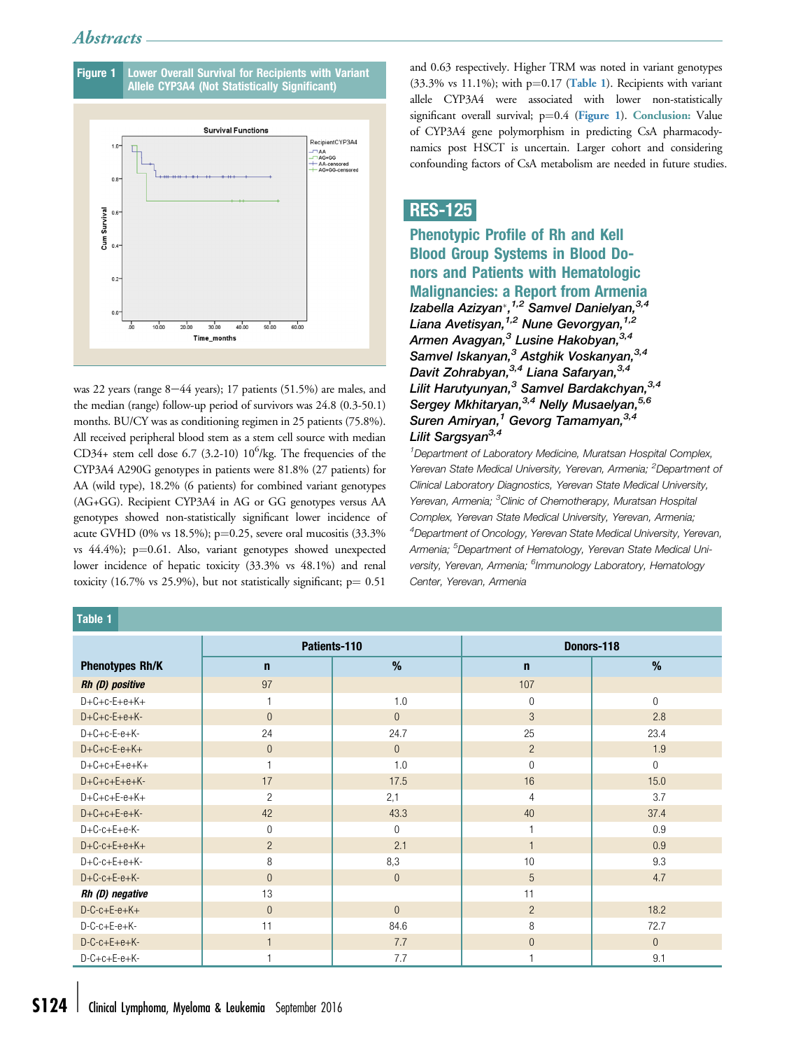**Figure 1** Lower Overall Survival for Recipients with Variant Allele CYP3A4 (Not Statistically Significant)

Survival Functions

RecipientCYP3A4
AA
AG+GG
AA-censored
AG+GG-censored

Cum Survival

1.0
0.8
0.6
0.4
0.2
0.0

.00 10.00 20.00 30.00 40.00 50.00 60.00

Time_months

was 22 years (range 8−44 years); 17 patients (51.5%) are males, and the median (range) follow-up period of survivors was 24.8 (0.3-50.1) months. BU/CY was as conditioning regimen in 25 patients (75.8%). All received peripheral blood stem as a stem cell source with median CD34+ stem cell dose 6.7 (3.2-10) $10^6$/kg. The frequencies of the CYP3A4 A290G genotypes in patients were 81.8% (27 patients) for AA (wild type), 18.2% (6 patients) for combined variant genotypes (AG+GG). Recipient CYP3A4 in AG or GG genotypes versus AA genotypes showed non-statistically significant lower incidence of acute GVHD (0% vs 18.5%); p=0.25, severe oral mucositis (33.3% vs 44.4%); p=0.61. Also, variant genotypes showed unexpected lower incidence of hepatic toxicity (33.3% vs 48.1%) and renal toxicity (16.7% vs 25.9%), but not statistically significant; p= 0.51 and 0.63 respectively. Higher TRM was noted in variant genotypes (33.3% vs 11.1%); with p=0.17 (Table 1). Recipients with variant allele CYP3A4 were associated with lower non-statistically significant overall survival; p=0.4 (Figure 1). **Conclusion:** Value of CYP3A4 gene polymorphism in predicting CsA pharmacodynamics post HSCT is uncertain. Larger cohort and considering confounding factors of CsA metabolism are needed in future studies.

## RES-125

### Phenotypic Profile of Rh and Kell Blood Group Systems in Blood Donors and Patients with Hematologic Malignancies: a Report from Armenia

*Izabella Azizyan\*,[1,2] Samvel Danielyan,[3,4] Liana Avetisyan,[1,2] Nune Gevorgyan,[1,2] Armen Avagyan,[3] Lusine Hakobyan,[3,4] Samvel Iskanyan,[3] Astghik Voskanyan,[3,4] Davit Zohrabyan,[3,4] Liana Safaryan,[3,4] Lilit Harutyunyan,[3] Samvel Bardakchyan,[3,4] Sergey Mkhitaryan,[3,4] Nelly Musaelyan,[5,6] Suren Amiryan,[1] Gevorg Tamamyan,[3,4] Lilit Sargsyan[3,4]*

[1]Department of Laboratory Medicine, Muratsan Hospital Complex, Yerevan State Medical University, Yerevan, Armenia; [2]Department of Clinical Laboratory Diagnostics, Yerevan State Medical University, Yerevan, Armenia; [3]Clinic of Chemotherapy, Muratsan Hospital Complex, Yerevan State Medical University, Yerevan, Armenia; [4]Department of Oncology, Yerevan State Medical University, Yerevan, Armenia; [5]Department of Hematology, Yerevan State Medical University, Yerevan, Armenia; [6]Immunology Laboratory, Hematology Center, Yerevan, Armenia

**Table 1**

| | Patients-110 | | Donors-118 | |
|---|---|---|---|---|
| **Phenotypes Rh/K** | **n** | **%** | **n** | **%** |
| ***Rh (D) positive*** | 97 | | 107 | |
| D+C+c-E+e+K+ | 1 | 1.0 | 0 | 0 |
| D+C+c-E+e+K- | 0 | 0 | 3 | 2.8 |
| D+C+c-E-e+K- | 24 | 24.7 | 25 | 23.4 |
| D+C+c-E-e+K+ | 0 | 0 | 2 | 1.9 |
| D+C+c+E+e+K+ | 1 | 1.0 | 0 | 0 |
| D+C+c+E+e+K- | 17 | 17.5 | 16 | 15.0 |
| D+C+c+E-e+K+ | 2 | 2,1 | 4 | 3.7 |
| D+C+c+E-e+K- | 42 | 43.3 | 40 | 37.4 |
| D+C-c+E+e-K- | 0 | 0 | 1 | 0.9 |
| D+C-c+E+e+K+ | 2 | 2.1 | 1 | 0.9 |
| D+C-c+E+e+K- | 8 | 8,3 | 10 | 9.3 |
| D+C-c+E-e+K- | 0 | 0 | 5 | 4.7 |
| ***Rh (D) negative*** | 13 | | 11 | |
| D-C-c+E-e+K+ | 0 | 0 | 2 | 18.2 |
| D-C-c+E-e+K- | 11 | 84.6 | 8 | 72.7 |
| D-C-c+E+e+K- | 1 | 7.7 | 0 | 0 |
| D-C+c+E-e+K- | 1 | 7.7 | 1 | 9.1 |